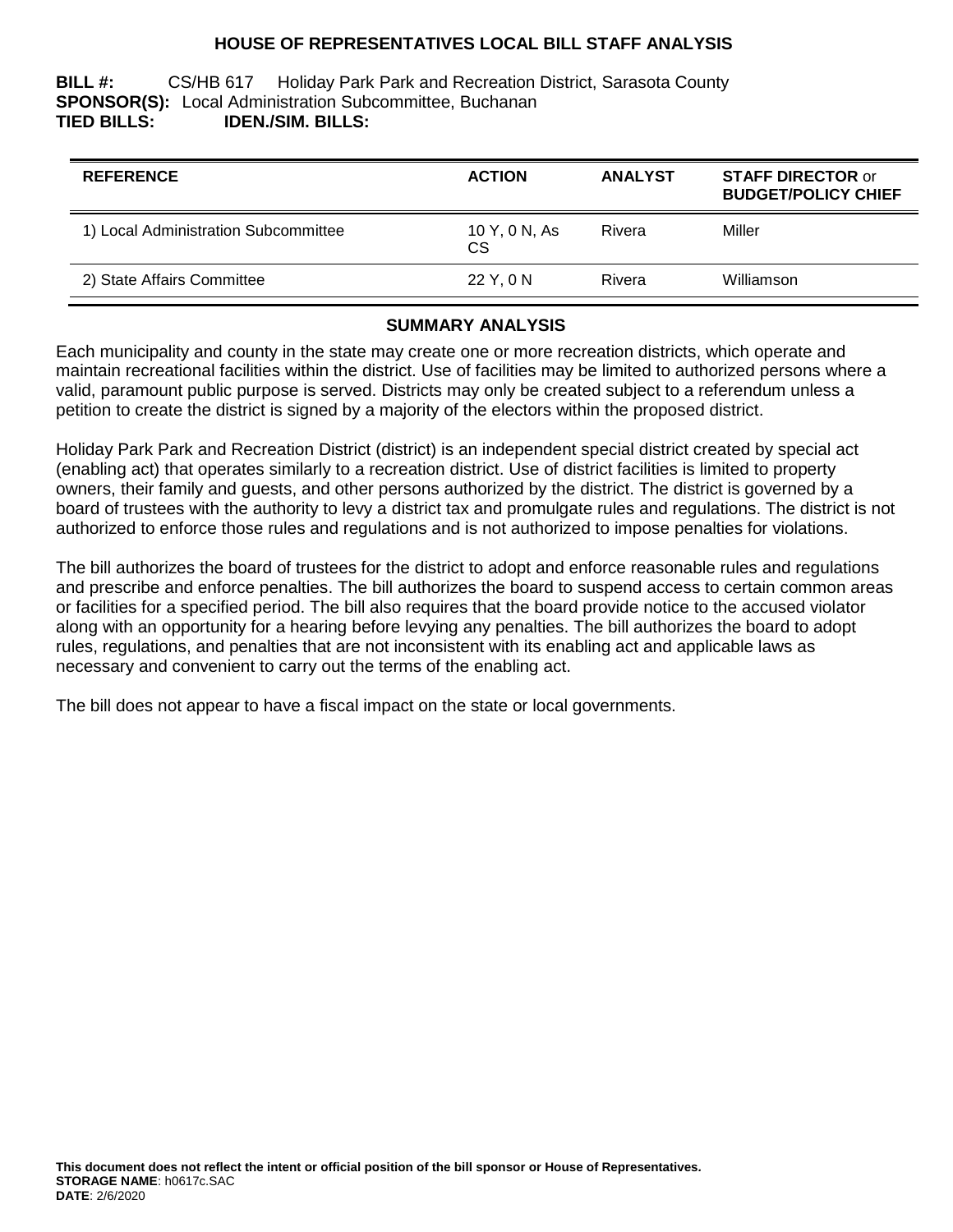# HOUSE OF REPRESENTATIVES LOCAL BILL STAFF ANALYSIS

**BILL #:** CS/HB 617 Holiday Park Park and Recreation District, Sarasota County
**SPONSOR(S):** Local Administration Subcommittee, Buchanan
**TIED BILLS:** **IDEN./SIM. BILLS:**

| REFERENCE | ACTION | ANALYST | STAFF DIRECTOR or BUDGET/POLICY CHIEF |
|---|---|---|---|
| 1) Local Administration Subcommittee | 10 Y, 0 N, As CS | Rivera | Miller |
| 2) State Affairs Committee | 22 Y, 0 N | Rivera | Williamson |

## SUMMARY ANALYSIS

Each municipality and county in the state may create one or more recreation districts, which operate and maintain recreational facilities within the district. Use of facilities may be limited to authorized persons where a valid, paramount public purpose is served. Districts may only be created subject to a referendum unless a petition to create the district is signed by a majority of the electors within the proposed district.

Holiday Park Park and Recreation District (district) is an independent special district created by special act (enabling act) that operates similarly to a recreation district. Use of district facilities is limited to property owners, their family and guests, and other persons authorized by the district. The district is governed by a board of trustees with the authority to levy a district tax and promulgate rules and regulations. The district is not authorized to enforce those rules and regulations and is not authorized to impose penalties for violations.

The bill authorizes the board of trustees for the district to adopt and enforce reasonable rules and regulations and prescribe and enforce penalties. The bill authorizes the board to suspend access to certain common areas or facilities for a specified period. The bill also requires that the board provide notice to the accused violator along with an opportunity for a hearing before levying any penalties. The bill authorizes the board to adopt rules, regulations, and penalties that are not inconsistent with its enabling act and applicable laws as necessary and convenient to carry out the terms of the enabling act.

The bill does not appear to have a fiscal impact on the state or local governments.

**This document does not reflect the intent or official position of the bill sponsor or House of Representatives.**
**STORAGE NAME**: h0617c.SAC
**DATE**: 2/6/2020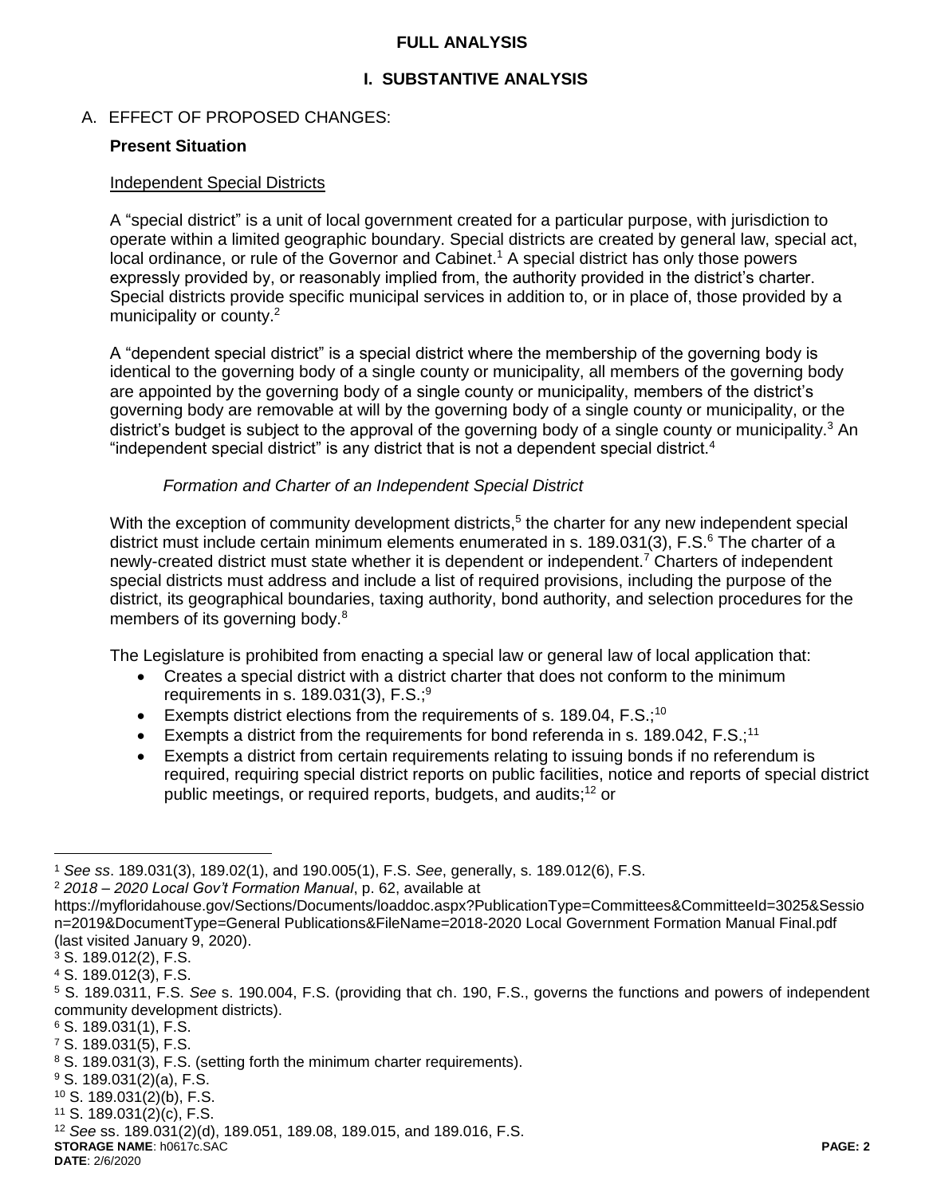**FULL ANALYSIS**

# I. SUBSTANTIVE ANALYSIS

## A. EFFECT OF PROPOSED CHANGES:

### Present Situation

Independent Special Districts

A "special district" is a unit of local government created for a particular purpose, with jurisdiction to operate within a limited geographic boundary. Special districts are created by general law, special act, local ordinance, or rule of the Governor and Cabinet.[1] A special district has only those powers expressly provided by, or reasonably implied from, the authority provided in the district's charter. Special districts provide specific municipal services in addition to, or in place of, those provided by a municipality or county.[2]

A "dependent special district" is a special district where the membership of the governing body is identical to the governing body of a single county or municipality, all members of the governing body are appointed by the governing body of a single county or municipality, members of the district's governing body are removable at will by the governing body of a single county or municipality, or the district's budget is subject to the approval of the governing body of a single county or municipality.[3] An "independent special district" is any district that is not a dependent special district.[4]

*Formation and Charter of an Independent Special District*

With the exception of community development districts,[5] the charter for any new independent special district must include certain minimum elements enumerated in s. 189.031(3), F.S.[6] The charter of a newly-created district must state whether it is dependent or independent.[7] Charters of independent special districts must address and include a list of required provisions, including the purpose of the district, its geographical boundaries, taxing authority, bond authority, and selection procedures for the members of its governing body.[8]

The Legislature is prohibited from enacting a special law or general law of local application that:

- Creates a special district with a district charter that does not conform to the minimum requirements in s. 189.031(3), F.S.;[9]
- Exempts district elections from the requirements of s. 189.04, F.S.;[10]
- Exempts a district from the requirements for bond referenda in s. 189.042, F.S.;[11]
- Exempts a district from certain requirements relating to issuing bonds if no referendum is required, requiring special district reports on public facilities, notice and reports of special district public meetings, or required reports, budgets, and audits;[12] or

---

[1] *See ss*. 189.031(3), 189.02(1), and 190.005(1), F.S. *See*, generally, s. 189.012(6), F.S.

[2] *2018 – 2020 Local Gov't Formation Manual*, p. 62, available at https://myfloridahouse.gov/Sections/Documents/loaddoc.aspx?PublicationType=Committees&CommitteeId=3025&Session=2019&DocumentType=General Publications&FileName=2018-2020 Local Government Formation Manual Final.pdf (last visited January 9, 2020).

[3] S. 189.012(2), F.S.

[4] S. 189.012(3), F.S.

[5] S. 189.0311, F.S. *See* s. 190.004, F.S. (providing that ch. 190, F.S., governs the functions and powers of independent community development districts).

[6] S. 189.031(1), F.S.

[7] S. 189.031(5), F.S.

[8] S. 189.031(3), F.S. (setting forth the minimum charter requirements).

[9] S. 189.031(2)(a), F.S.

[10] S. 189.031(2)(b), F.S.

[11] S. 189.031(2)(c), F.S.

[12] *See* ss. 189.031(2)(d), 189.051, 189.08, 189.015, and 189.016, F.S.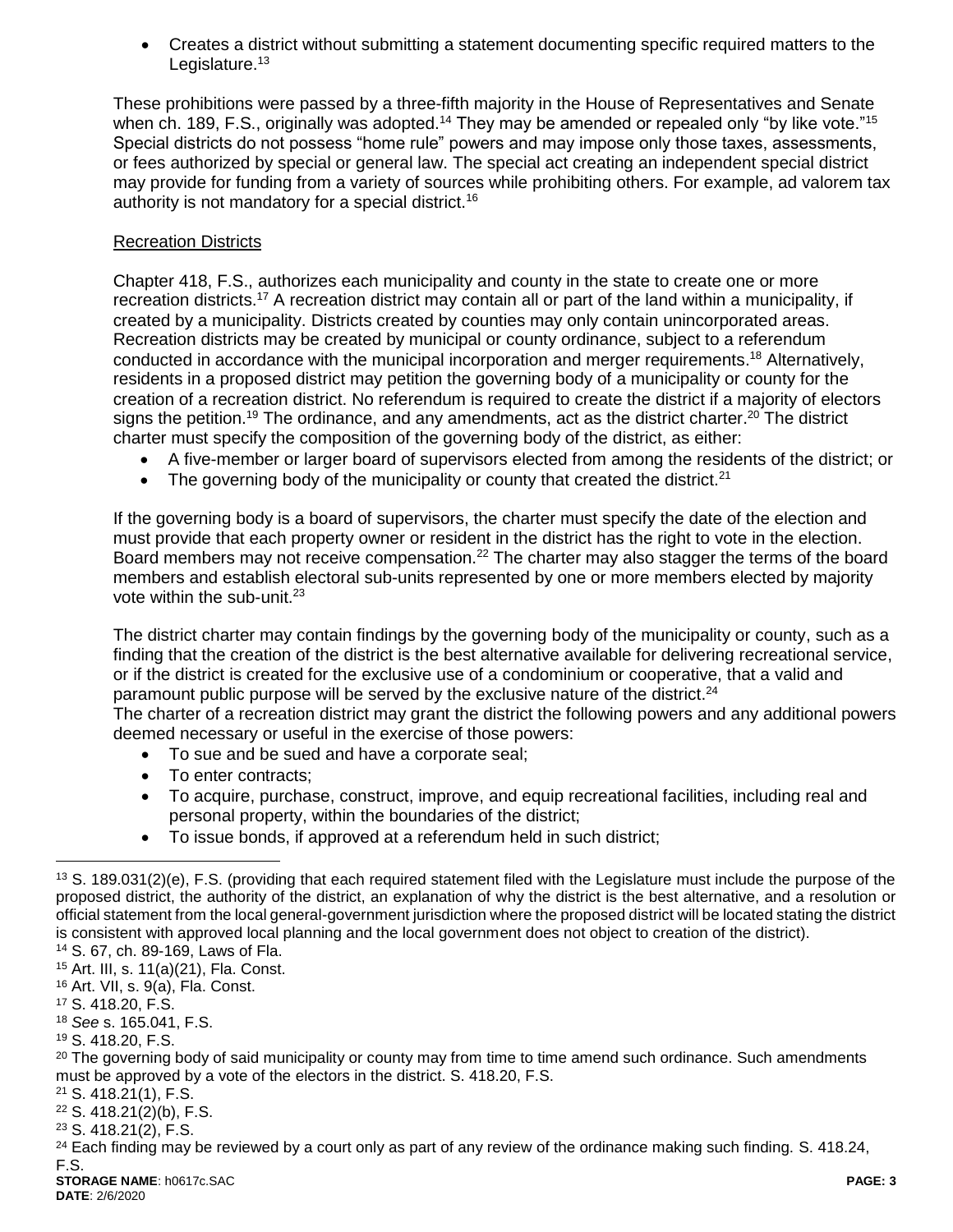- Creates a district without submitting a statement documenting specific required matters to the Legislature.[13]

These prohibitions were passed by a three-fifth majority in the House of Representatives and Senate when ch. 189, F.S., originally was adopted.[14] They may be amended or repealed only "by like vote."[15] Special districts do not possess "home rule" powers and may impose only those taxes, assessments, or fees authorized by special or general law. The special act creating an independent special district may provide for funding from a variety of sources while prohibiting others. For example, ad valorem tax authority is not mandatory for a special district.[16]

Recreation Districts

Chapter 418, F.S., authorizes each municipality and county in the state to create one or more recreation districts.[17] A recreation district may contain all or part of the land within a municipality, if created by a municipality. Districts created by counties may only contain unincorporated areas. Recreation districts may be created by municipal or county ordinance, subject to a referendum conducted in accordance with the municipal incorporation and merger requirements.[18] Alternatively, residents in a proposed district may petition the governing body of a municipality or county for the creation of a recreation district. No referendum is required to create the district if a majority of electors signs the petition.[19] The ordinance, and any amendments, act as the district charter.[20] The district charter must specify the composition of the governing body of the district, as either:

- A five-member or larger board of supervisors elected from among the residents of the district; or
- The governing body of the municipality or county that created the district.[21]

If the governing body is a board of supervisors, the charter must specify the date of the election and must provide that each property owner or resident in the district has the right to vote in the election. Board members may not receive compensation.[22] The charter may also stagger the terms of the board members and establish electoral sub-units represented by one or more members elected by majority vote within the sub-unit.[23]

The district charter may contain findings by the governing body of the municipality or county, such as a finding that the creation of the district is the best alternative available for delivering recreational service, or if the district is created for the exclusive use of a condominium or cooperative, that a valid and paramount public purpose will be served by the exclusive nature of the district.[24]

The charter of a recreation district may grant the district the following powers and any additional powers deemed necessary or useful in the exercise of those powers:

- To sue and be sued and have a corporate seal;
- To enter contracts;
- To acquire, purchase, construct, improve, and equip recreational facilities, including real and personal property, within the boundaries of the district;
- To issue bonds, if approved at a referendum held in such district;

---

[13] S. 189.031(2)(e), F.S. (providing that each required statement filed with the Legislature must include the purpose of the proposed district, the authority of the district, an explanation of why the district is the best alternative, and a resolution or official statement from the local general-government jurisdiction where the proposed district will be located stating the district is consistent with approved local planning and the local government does not object to creation of the district).

[14] S. 67, ch. 89-169, Laws of Fla.

[15] Art. III, s. 11(a)(21), Fla. Const.

[16] Art. VII, s. 9(a), Fla. Const.

[17] S. 418.20, F.S.

[18] *See* s. 165.041, F.S.

[19] S. 418.20, F.S.

[20] The governing body of said municipality or county may from time to time amend such ordinance. Such amendments must be approved by a vote of the electors in the district. S. 418.20, F.S.

[21] S. 418.21(1), F.S.

[22] S. 418.21(2)(b), F.S.

[23] S. 418.21(2), F.S.

[24] Each finding may be reviewed by a court only as part of any review of the ordinance making such finding. S. 418.24, F.S.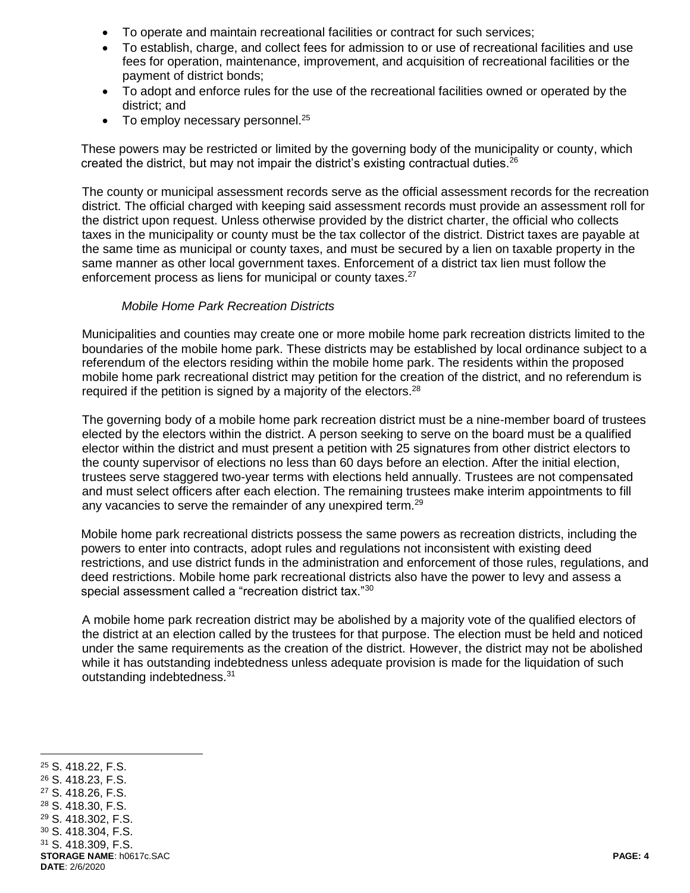- To operate and maintain recreational facilities or contract for such services;
- To establish, charge, and collect fees for admission to or use of recreational facilities and use fees for operation, maintenance, improvement, and acquisition of recreational facilities or the payment of district bonds;
- To adopt and enforce rules for the use of the recreational facilities owned or operated by the district; and
- To employ necessary personnel.[25]

These powers may be restricted or limited by the governing body of the municipality or county, which created the district, but may not impair the district's existing contractual duties.[26]

The county or municipal assessment records serve as the official assessment records for the recreation district. The official charged with keeping said assessment records must provide an assessment roll for the district upon request. Unless otherwise provided by the district charter, the official who collects taxes in the municipality or county must be the tax collector of the district. District taxes are payable at the same time as municipal or county taxes, and must be secured by a lien on taxable property in the same manner as other local government taxes. Enforcement of a district tax lien must follow the enforcement process as liens for municipal or county taxes.[27]

*Mobile Home Park Recreation Districts*

Municipalities and counties may create one or more mobile home park recreation districts limited to the boundaries of the mobile home park. These districts may be established by local ordinance subject to a referendum of the electors residing within the mobile home park. The residents within the proposed mobile home park recreational district may petition for the creation of the district, and no referendum is required if the petition is signed by a majority of the electors.[28]

The governing body of a mobile home park recreation district must be a nine-member board of trustees elected by the electors within the district. A person seeking to serve on the board must be a qualified elector within the district and must present a petition with 25 signatures from other district electors to the county supervisor of elections no less than 60 days before an election. After the initial election, trustees serve staggered two-year terms with elections held annually. Trustees are not compensated and must select officers after each election. The remaining trustees make interim appointments to fill any vacancies to serve the remainder of any unexpired term.[29]

Mobile home park recreational districts possess the same powers as recreation districts, including the powers to enter into contracts, adopt rules and regulations not inconsistent with existing deed restrictions, and use district funds in the administration and enforcement of those rules, regulations, and deed restrictions. Mobile home park recreational districts also have the power to levy and assess a special assessment called a "recreation district tax."[30]

A mobile home park recreation district may be abolished by a majority vote of the qualified electors of the district at an election called by the trustees for that purpose. The election must be held and noticed under the same requirements as the creation of the district. However, the district may not be abolished while it has outstanding indebtedness unless adequate provision is made for the liquidation of such outstanding indebtedness.[31]

---

[25] S. 418.22, F.S.
[26] S. 418.23, F.S.
[27] S. 418.26, F.S.
[28] S. 418.30, F.S.
[29] S. 418.302, F.S.
[30] S. 418.304, F.S.
[31] S. 418.309, F.S.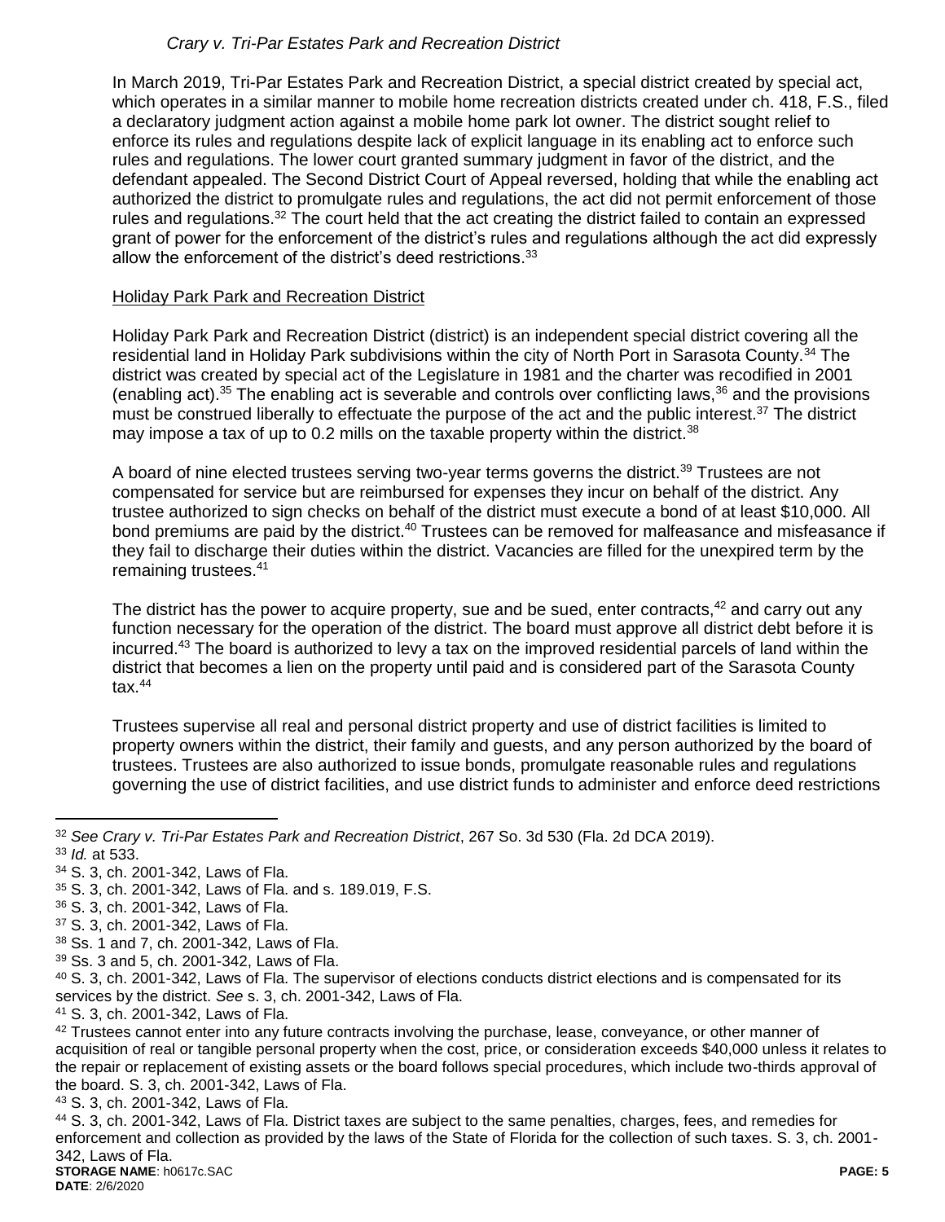*Crary v. Tri-Par Estates Park and Recreation District*

In March 2019, Tri-Par Estates Park and Recreation District, a special district created by special act, which operates in a similar manner to mobile home recreation districts created under ch. 418, F.S., filed a declaratory judgment action against a mobile home park lot owner. The district sought relief to enforce its rules and regulations despite lack of explicit language in its enabling act to enforce such rules and regulations. The lower court granted summary judgment in favor of the district, and the defendant appealed. The Second District Court of Appeal reversed, holding that while the enabling act authorized the district to promulgate rules and regulations, the act did not permit enforcement of those rules and regulations.[32] The court held that the act creating the district failed to contain an expressed grant of power for the enforcement of the district's rules and regulations although the act did expressly allow the enforcement of the district's deed restrictions.[33]

Holiday Park Park and Recreation District

Holiday Park Park and Recreation District (district) is an independent special district covering all the residential land in Holiday Park subdivisions within the city of North Port in Sarasota County.[34] The district was created by special act of the Legislature in 1981 and the charter was recodified in 2001 (enabling act).[35] The enabling act is severable and controls over conflicting laws,[36] and the provisions must be construed liberally to effectuate the purpose of the act and the public interest.[37] The district may impose a tax of up to 0.2 mills on the taxable property within the district.[38]

A board of nine elected trustees serving two-year terms governs the district.[39] Trustees are not compensated for service but are reimbursed for expenses they incur on behalf of the district. Any trustee authorized to sign checks on behalf of the district must execute a bond of at least $10,000. All bond premiums are paid by the district.[40] Trustees can be removed for malfeasance and misfeasance if they fail to discharge their duties within the district. Vacancies are filled for the unexpired term by the remaining trustees.[41]

The district has the power to acquire property, sue and be sued, enter contracts,[42] and carry out any function necessary for the operation of the district. The board must approve all district debt before it is incurred.[43] The board is authorized to levy a tax on the improved residential parcels of land within the district that becomes a lien on the property until paid and is considered part of the Sarasota County tax.[44]

Trustees supervise all real and personal district property and use of district facilities is limited to property owners within the district, their family and guests, and any person authorized by the board of trustees. Trustees are also authorized to issue bonds, promulgate reasonable rules and regulations governing the use of district facilities, and use district funds to administer and enforce deed restrictions

---

[32] *See Crary v. Tri-Par Estates Park and Recreation District*, 267 So. 3d 530 (Fla. 2d DCA 2019).

[33] *Id.* at 533.

[34] S. 3, ch. 2001-342, Laws of Fla.

[35] S. 3, ch. 2001-342, Laws of Fla. and s. 189.019, F.S.

[36] S. 3, ch. 2001-342, Laws of Fla.

[37] S. 3, ch. 2001-342, Laws of Fla.

[38] Ss. 1 and 7, ch. 2001-342, Laws of Fla.

[39] Ss. 3 and 5, ch. 2001-342, Laws of Fla.

[40] S. 3, ch. 2001-342, Laws of Fla. The supervisor of elections conducts district elections and is compensated for its services by the district. *See* s. 3, ch. 2001-342, Laws of Fla.

[41] S. 3, ch. 2001-342, Laws of Fla.

[42] Trustees cannot enter into any future contracts involving the purchase, lease, conveyance, or other manner of acquisition of real or tangible personal property when the cost, price, or consideration exceeds $40,000 unless it relates to the repair or replacement of existing assets or the board follows special procedures, which include two-thirds approval of the board. S. 3, ch. 2001-342, Laws of Fla.

[43] S. 3, ch. 2001-342, Laws of Fla.

[44] S. 3, ch. 2001-342, Laws of Fla. District taxes are subject to the same penalties, charges, fees, and remedies for enforcement and collection as provided by the laws of the State of Florida for the collection of such taxes. S. 3, ch. 2001-342, Laws of Fla.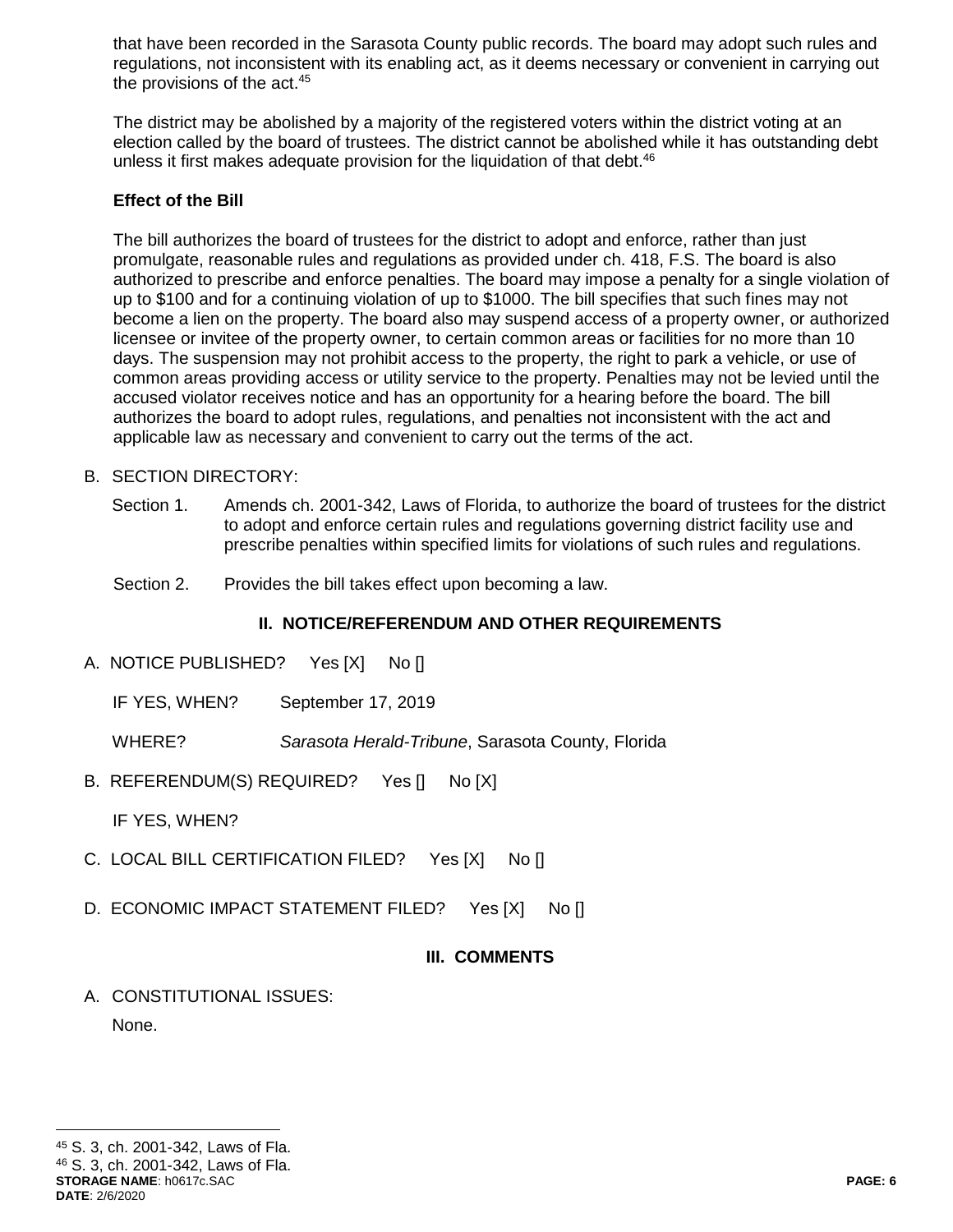that have been recorded in the Sarasota County public records. The board may adopt such rules and regulations, not inconsistent with its enabling act, as it deems necessary or convenient in carrying out the provisions of the act.[45]

The district may be abolished by a majority of the registered voters within the district voting at an election called by the board of trustees. The district cannot be abolished while it has outstanding debt unless it first makes adequate provision for the liquidation of that debt.[46]

**Effect of the Bill**

The bill authorizes the board of trustees for the district to adopt and enforce, rather than just promulgate, reasonable rules and regulations as provided under ch. 418, F.S. The board is also authorized to prescribe and enforce penalties. The board may impose a penalty for a single violation of up to $100 and for a continuing violation of up to $1000. The bill specifies that such fines may not become a lien on the property. The board also may suspend access of a property owner, or authorized licensee or invitee of the property owner, to certain common areas or facilities for no more than 10 days. The suspension may not prohibit access to the property, the right to park a vehicle, or use of common areas providing access or utility service to the property. Penalties may not be levied until the accused violator receives notice and has an opportunity for a hearing before the board. The bill authorizes the board to adopt rules, regulations, and penalties not inconsistent with the act and applicable law as necessary and convenient to carry out the terms of the act.

B. SECTION DIRECTORY:

Section 1. Amends ch. 2001-342, Laws of Florida, to authorize the board of trustees for the district to adopt and enforce certain rules and regulations governing district facility use and prescribe penalties within specified limits for violations of such rules and regulations.

Section 2. Provides the bill takes effect upon becoming a law.

## II. NOTICE/REFERENDUM AND OTHER REQUIREMENTS

A. NOTICE PUBLISHED? Yes [X] No []

IF YES, WHEN? September 17, 2019

WHERE? *Sarasota Herald-Tribune*, Sarasota County, Florida

B. REFERENDUM(S) REQUIRED? Yes [] No [X]

IF YES, WHEN?

C. LOCAL BILL CERTIFICATION FILED? Yes [X] No []

D. ECONOMIC IMPACT STATEMENT FILED? Yes [X] No []

## III. COMMENTS

A. CONSTITUTIONAL ISSUES:

None.

---

[45] S. 3, ch. 2001-342, Laws of Fla.
[46] S. 3, ch. 2001-342, Laws of Fla.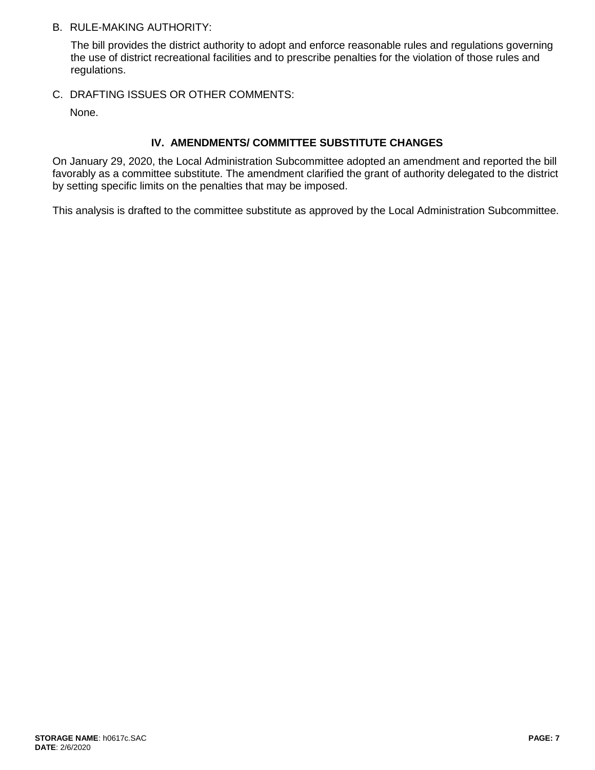B. RULE-MAKING AUTHORITY:

The bill provides the district authority to adopt and enforce reasonable rules and regulations governing the use of district recreational facilities and to prescribe penalties for the violation of those rules and regulations.

C. DRAFTING ISSUES OR OTHER COMMENTS:

None.

## IV. AMENDMENTS/ COMMITTEE SUBSTITUTE CHANGES

On January 29, 2020, the Local Administration Subcommittee adopted an amendment and reported the bill favorably as a committee substitute. The amendment clarified the grant of authority delegated to the district by setting specific limits on the penalties that may be imposed.

This analysis is drafted to the committee substitute as approved by the Local Administration Subcommittee.